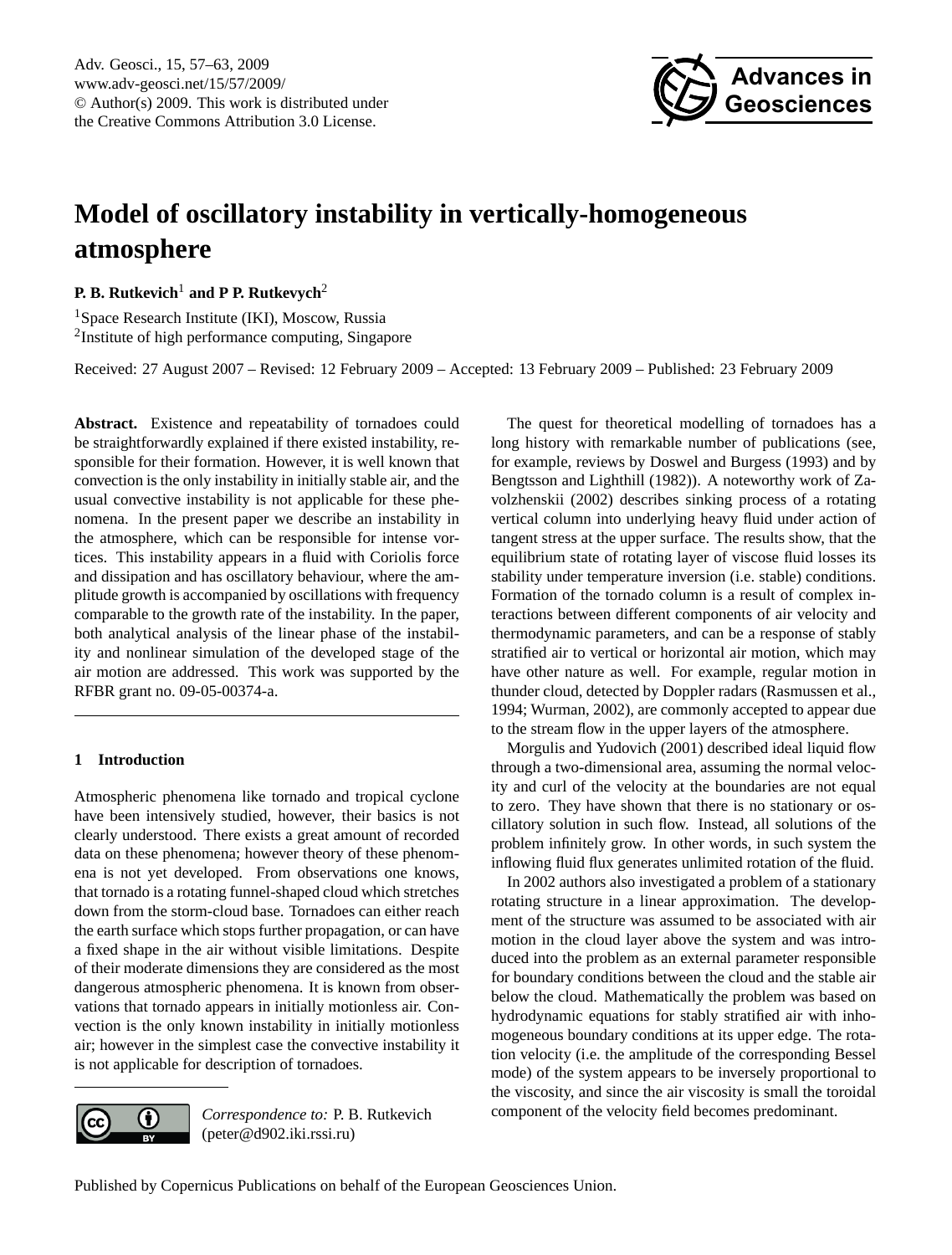# Model of oscillatory instability in vertically-homogeneous atmosphere

**P. B. Rutkevich**[1] **and P P. Rutkevych**[2]

[1]Space Research Institute (IKI), Moscow, Russia
[2]Institute of high performance computing, Singapore

Received: 27 August 2007 – Revised: 12 February 2009 – Accepted: 13 February 2009 – Published: 23 February 2009

**Abstract.** Existence and repeatability of tornadoes could be straightforwardly explained if there existed instability, responsible for their formation. However, it is well known that convection is the only instability in initially stable air, and the usual convective instability is not applicable for these phenomena. In the present paper we describe an instability in the atmosphere, which can be responsible for intense vortices. This instability appears in a fluid with Coriolis force and dissipation and has oscillatory behaviour, where the amplitude growth is accompanied by oscillations with frequency comparable to the growth rate of the instability. In the paper, both analytical analysis of the linear phase of the instability and nonlinear simulation of the developed stage of the air motion are addressed. This work was supported by the RFBR grant no. 09-05-00374-a.

## 1 Introduction

Atmospheric phenomena like tornado and tropical cyclone have been intensively studied, however, their basics is not clearly understood. There exists a great amount of recorded data on these phenomena; however theory of these phenomena is not yet developed. From observations one knows, that tornado is a rotating funnel-shaped cloud which stretches down from the storm-cloud base. Tornadoes can either reach the earth surface which stops further propagation, or can have a fixed shape in the air without visible limitations. Despite of their moderate dimensions they are considered as the most dangerous atmospheric phenomena. It is known from observations that tornado appears in initially motionless air. Convection is the only known instability in initially motionless air; however in the simplest case the convective instability it is not applicable for description of tornadoes.

The quest for theoretical modelling of tornadoes has a long history with remarkable number of publications (see, for example, reviews by Doswel and Burgess (1993) and by Bengtsson and Lighthill (1982)). A noteworthy work of Zavolzhenskii (2002) describes sinking process of a rotating vertical column into underlying heavy fluid under action of tangent stress at the upper surface. The results show, that the equilibrium state of rotating layer of viscose fluid losses its stability under temperature inversion (i.e. stable) conditions. Formation of the tornado column is a result of complex interactions between different components of air velocity and thermodynamic parameters, and can be a response of stably stratified air to vertical or horizontal air motion, which may have other nature as well. For example, regular motion in thunder cloud, detected by Doppler radars (Rasmussen et al., 1994; Wurman, 2002), are commonly accepted to appear due to the stream flow in the upper layers of the atmosphere.

Morgulis and Yudovich (2001) described ideal liquid flow through a two-dimensional area, assuming the normal velocity and curl of the velocity at the boundaries are not equal to zero. They have shown that there is no stationary or oscillatory solution in such flow. Instead, all solutions of the problem infinitely grow. In other words, in such system the inflowing fluid flux generates unlimited rotation of the fluid.

In 2002 authors also investigated a problem of a stationary rotating structure in a linear approximation. The development of the structure was assumed to be associated with air motion in the cloud layer above the system and was introduced into the problem as an external parameter responsible for boundary conditions between the cloud and the stable air below the cloud. Mathematically the problem was based on hydrodynamic equations for stably stratified air with inhomogeneous boundary conditions at its upper edge. The rotation velocity (i.e. the amplitude of the corresponding Bessel mode) of the system appears to be inversely proportional to the viscosity, and since the air viscosity is small the toroidal component of the velocity field becomes predominant.

*Correspondence to:* P. B. Rutkevich (peter@d902.iki.rssi.ru)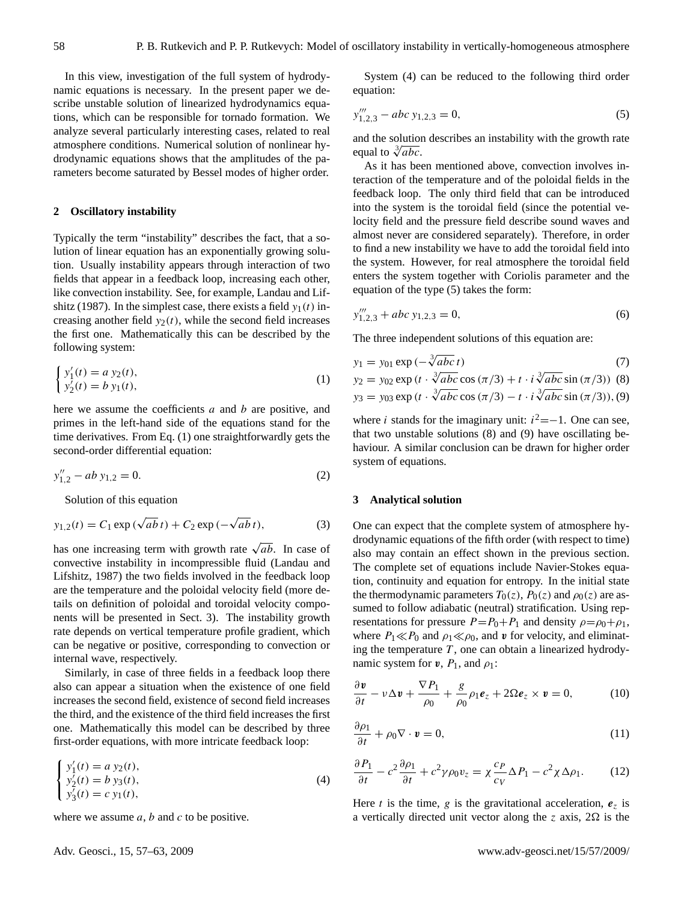In this view, investigation of the full system of hydrodynamic equations is necessary. In the present paper we describe unstable solution of linearized hydrodynamics equations, which can be responsible for tornado formation. We analyze several particularly interesting cases, related to real atmosphere conditions. Numerical solution of nonlinear hydrodynamic equations shows that the amplitudes of the parameters become saturated by Bessel modes of higher order.

## 2 Oscillatory instability

Typically the term "instability" describes the fact, that a solution of linear equation has an exponentially growing solution. Usually instability appears through interaction of two fields that appear in a feedback loop, increasing each other, like convection instability. See, for example, Landau and Lifshitz (1987). In the simplest case, there exists a field $y_1(t)$ increasing another field $y_2(t)$, while the second field increases the first one. Mathematically this can be described by the following system:

$$\begin{cases} y_1'(t) = a\, y_2(t), \\ y_2'(t) = b\, y_1(t), \end{cases} \tag{1}$$

here we assume the coefficients $a$ and $b$ are positive, and primes in the left-hand side of the equations stand for the time derivatives. From Eq. (1) one straightforwardly gets the second-order differential equation:

$$y_{1,2}'' - ab\, y_{1,2} = 0. \tag{2}$$

Solution of this equation

$$y_{1,2}(t) = C_1 \exp(\sqrt{ab}\, t) + C_2 \exp(-\sqrt{ab}\, t), \tag{3}$$

has one increasing term with growth rate $\sqrt{ab}$. In case of convective instability in incompressible fluid (Landau and Lifshitz, 1987) the two fields involved in the feedback loop are the temperature and the poloidal velocity field (more details on definition of poloidal and toroidal velocity components will be presented in Sect. 3). The instability growth rate depends on vertical temperature profile gradient, which can be negative or positive, corresponding to convection or internal wave, respectively.

Similarly, in case of three fields in a feedback loop there also can appear a situation when the existence of one field increases the second field, existence of second field increases the third, and the existence of the third field increases the first one. Mathematically this model can be described by three first-order equations, with more intricate feedback loop:

$$\begin{cases} y_1'(t) = a\, y_2(t), \\ y_2'(t) = b\, y_3(t), \\ y_3'(t) = c\, y_1(t), \end{cases} \tag{4}$$

where we assume $a$, $b$ and $c$ to be positive.

System (4) can be reduced to the following third order equation:

$$y_{1,2,3}''' - abc\, y_{1,2,3} = 0, \tag{5}$$

and the solution describes an instability with the growth rate equal to $\sqrt[3]{abc}$.

As it has been mentioned above, convection involves interaction of the temperature and of the poloidal fields in the feedback loop. The only third field that can be introduced into the system is the toroidal field (since the potential velocity field and the pressure field describe sound waves and almost never are considered separately). Therefore, in order to find a new instability we have to add the toroidal field into the system. However, for real atmosphere the toroidal field enters the system together with Coriolis parameter and the equation of the type (5) takes the form:

$$y_{1,2,3}''' + abc\, y_{1,2,3} = 0, \tag{6}$$

The three independent solutions of this equation are:

$$y_1 = y_{01} \exp(-\sqrt[3]{abc}\, t) \tag{7}$$

$$y_2 = y_{02} \exp(t \cdot \sqrt[3]{abc} \cos(\pi/3) + t \cdot i \sqrt[3]{abc} \sin(\pi/3)) \tag{8}$$

$$y_3 = y_{03} \exp(t \cdot \sqrt[3]{abc} \cos(\pi/3) - t \cdot i \sqrt[3]{abc} \sin(\pi/3)), \tag{9}$$

where $i$ stands for the imaginary unit: $i^2 = -1$. One can see, that two unstable solutions (8) and (9) have oscillating behaviour. A similar conclusion can be drawn for higher order system of equations.

## 3 Analytical solution

One can expect that the complete system of atmosphere hydrodynamic equations of the fifth order (with respect to time) also may contain an effect shown in the previous section. The complete set of equations include Navier-Stokes equation, continuity and equation for entropy. In the initial state the thermodynamic parameters $T_0(z)$, $P_0(z)$ and $\rho_0(z)$ are assumed to follow adiabatic (neutral) stratification. Using representations for pressure $P = P_0 + P_1$ and density $\rho = \rho_0 + \rho_1$, where $P_1 \ll P_0$ and $\rho_1 \ll \rho_0$, and $\boldsymbol{v}$ for velocity, and eliminating the temperature $T$, one can obtain a linearized hydrodynamic system for $\boldsymbol{v}$, $P_1$, and $\rho_1$:

$$\frac{\partial \boldsymbol{v}}{\partial t} - \nu \Delta \boldsymbol{v} + \frac{\nabla P_1}{\rho_0} + \frac{g}{\rho_0} \rho_1 \boldsymbol{e}_z + 2\Omega \boldsymbol{e}_z \times \boldsymbol{v} = 0, \tag{10}$$

$$\frac{\partial \rho_1}{\partial t} + \rho_0 \nabla \cdot \boldsymbol{v} = 0, \tag{11}$$

$$\frac{\partial P_1}{\partial t} - c^2 \frac{\partial \rho_1}{\partial t} + c^2 \gamma \rho_0 v_z = \chi \frac{c_P}{c_V} \Delta P_1 - c^2 \chi \Delta \rho_1. \tag{12}$$

Here $t$ is the time, $g$ is the gravitational acceleration, $\boldsymbol{e}_z$ is a vertically directed unit vector along the $z$ axis, $2\Omega$ is the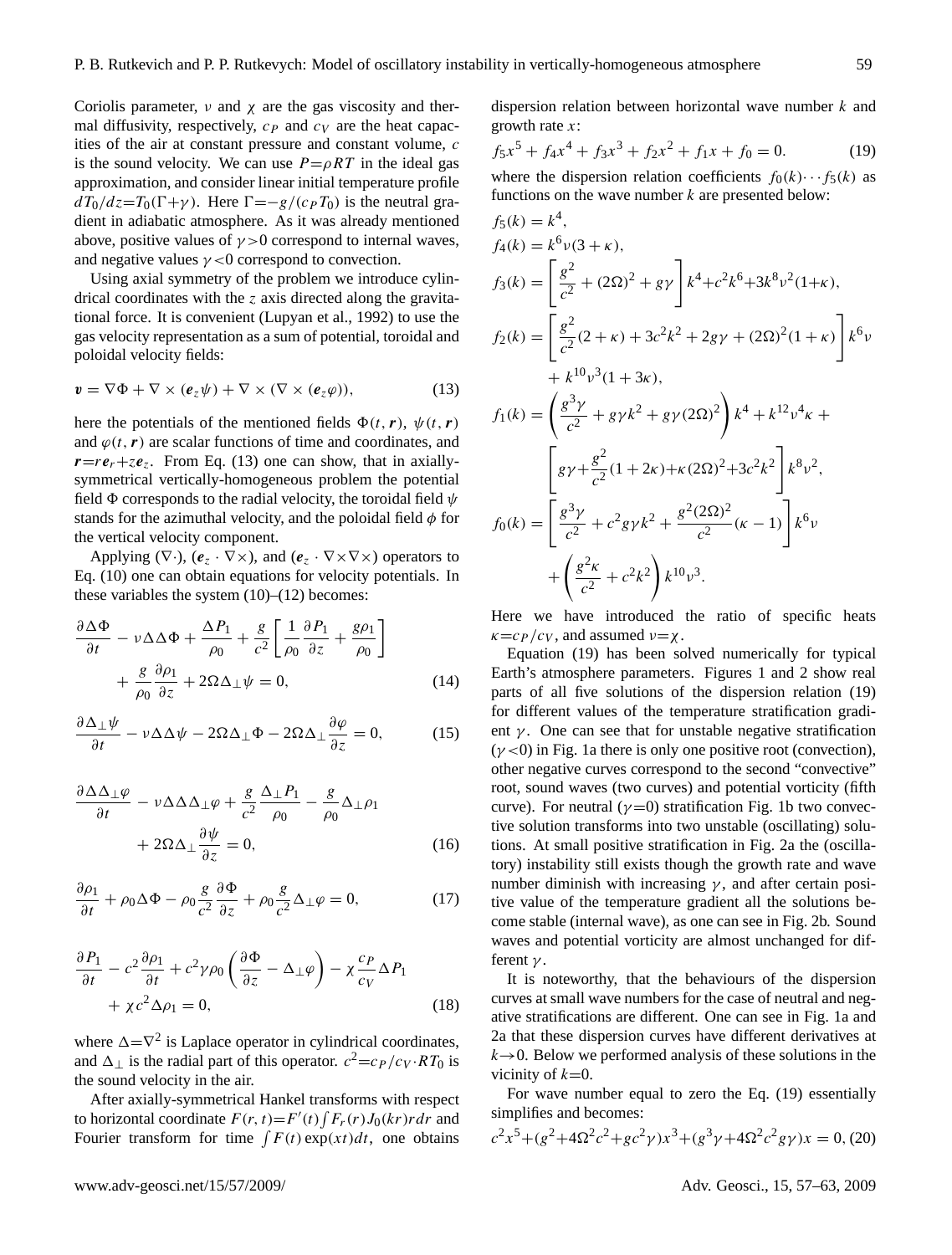Coriolis parameter, $\nu$ and $\chi$ are the gas viscosity and thermal diffusivity, respectively, $c_P$ and $c_V$ are the heat capacities of the air at constant pressure and constant volume, $c$ is the sound velocity. We can use $P=\rho RT$ in the ideal gas approximation, and consider linear initial temperature profile $dT_0/dz=T_0(\Gamma+\gamma)$. Here $\Gamma=-g/(c_P T_0)$ is the neutral gradient in adiabatic atmosphere. As it was already mentioned above, positive values of $\gamma>0$ correspond to internal waves, and negative values $\gamma<0$ correspond to convection.

Using axial symmetry of the problem we introduce cylindrical coordinates with the $z$ axis directed along the gravitational force. It is convenient (Lupyan et al., 1992) to use the gas velocity representation as a sum of potential, toroidal and poloidal velocity fields:

$$\boldsymbol{v} = \nabla\Phi + \nabla\times(\boldsymbol{e}_z\psi) + \nabla\times(\nabla\times(\boldsymbol{e}_z\varphi)), \tag{13}$$

here the potentials of the mentioned fields $\Phi(t,\boldsymbol{r})$, $\psi(t,\boldsymbol{r})$ and $\varphi(t,\boldsymbol{r})$ are scalar functions of time and coordinates, and $\boldsymbol{r}=r\boldsymbol{e}_r+z\boldsymbol{e}_z$. From Eq. (13) one can show, that in axially-symmetrical vertically-homogeneous problem the potential field $\Phi$ corresponds to the radial velocity, the toroidal field $\psi$ stands for the azimuthal velocity, and the poloidal field $\phi$ for the vertical velocity component.

Applying $(\nabla\cdot)$, $(\boldsymbol{e}_z\cdot\nabla\times)$, and $(\boldsymbol{e}_z\cdot\nabla\times\nabla\times)$ operators to Eq. (10) one can obtain equations for velocity potentials. In these variables the system (10)–(12) becomes:

$$\frac{\partial\Delta\Phi}{\partial t} - \nu\Delta\Delta\Phi + \frac{\Delta P_1}{\rho_0} + \frac{g}{c^2}\left[\frac{1}{\rho_0}\frac{\partial P_1}{\partial z} + \frac{g\rho_1}{\rho_0}\right] + \frac{g}{\rho_0}\frac{\partial\rho_1}{\partial z} + 2\Omega\Delta_\perp\psi = 0, \tag{14}$$

$$\frac{\partial\Delta_\perp\psi}{\partial t} - \nu\Delta\Delta\psi - 2\Omega\Delta_\perp\Phi - 2\Omega\Delta_\perp\frac{\partial\varphi}{\partial z} = 0, \tag{15}$$

$$\frac{\partial\Delta\Delta_\perp\varphi}{\partial t} - \nu\Delta\Delta\Delta_\perp\varphi + \frac{g}{c^2}\frac{\Delta_\perp P_1}{\rho_0} - \frac{g}{\rho_0}\Delta_\perp\rho_1 + 2\Omega\Delta_\perp\frac{\partial\psi}{\partial z} = 0, \tag{16}$$

$$\frac{\partial\rho_1}{\partial t} + \rho_0\Delta\Phi - \rho_0\frac{g}{c^2}\frac{\partial\Phi}{\partial z} + \rho_0\frac{g}{c^2}\Delta_\perp\varphi = 0, \tag{17}$$

$$\frac{\partial P_1}{\partial t} - c^2\frac{\partial\rho_1}{\partial t} + c^2\gamma\rho_0\left(\frac{\partial\Phi}{\partial z} - \Delta_\perp\varphi\right) - \chi\frac{c_P}{c_V}\Delta P_1 + \chi c^2\Delta\rho_1 = 0, \tag{18}$$

where $\Delta=\nabla^2$ is Laplace operator in cylindrical coordinates, and $\Delta_\perp$ is the radial part of this operator. $c^2=c_P/c_V\cdot RT_0$ is the sound velocity in the air.

After axially-symmetrical Hankel transforms with respect to horizontal coordinate $F(r,t)=F'(t)\int F_r(r)J_0(kr)rdr$ and Fourier transform for time $\int F(t)\exp(xt)dt$, one obtains dispersion relation between horizontal wave number $k$ and growth rate $x$:

$$f_5x^5 + f_4x^4 + f_3x^3 + f_2x^2 + f_1x + f_0 = 0. \tag{19}$$

where the dispersion relation coefficients $f_0(k)\cdots f_5(k)$ as functions on the wave number $k$ are presented below:

$$f_5(k) = k^4,$$

$$f_4(k) = k^6\nu(3+\kappa),$$

$$f_3(k) = \left[\frac{g^2}{c^2} + (2\Omega)^2 + g\gamma\right]k^4 + c^2k^6 + 3k^8\nu^2(1+\kappa),$$

$$f_2(k) = \left[\frac{g^2}{c^2}(2+\kappa) + 3c^2k^2 + 2g\gamma + (2\Omega)^2(1+\kappa)\right]k^6\nu + k^{10}\nu^3(1+3\kappa),$$

$$f_1(k) = \left(\frac{g^3\gamma}{c^2} + g\gamma k^2 + g\gamma(2\Omega)^2\right)k^4 + k^{12}\nu^4\kappa + \left[g\gamma + \frac{g^2}{c^2}(1+2\kappa) + \kappa(2\Omega)^2 + 3c^2k^2\right]k^8\nu^2,$$

$$f_0(k) = \left[\frac{g^3\gamma}{c^2} + c^2g\gamma k^2 + \frac{g^2(2\Omega)^2}{c^2}(\kappa-1)\right]k^6\nu + \left(\frac{g^2\kappa}{c^2} + c^2k^2\right)k^{10}\nu^3.$$

Here we have introduced the ratio of specific heats $\kappa=c_P/c_V$, and assumed $\nu=\chi$.

Equation (19) has been solved numerically for typical Earth's atmosphere parameters. Figures 1 and 2 show real parts of all five solutions of the dispersion relation (19) for different values of the temperature stratification gradient $\gamma$. One can see that for unstable negative stratification ($\gamma<0$) in Fig. 1a there is only one positive root (convection), other negative curves correspond to the second "convective" root, sound waves (two curves) and potential vorticity (fifth curve). For neutral ($\gamma=0$) stratification Fig. 1b two convective solution transforms into two unstable (oscillating) solutions. At small positive stratification in Fig. 2a the (oscillatory) instability still exists though the growth rate and wave number diminish with increasing $\gamma$, and after certain positive value of the temperature gradient all the solutions become stable (internal wave), as one can see in Fig. 2b. Sound waves and potential vorticity are almost unchanged for different $\gamma$.

It is noteworthy, that the behaviours of the dispersion curves at small wave numbers for the case of neutral and negative stratifications are different. One can see in Fig. 1a and 2a that these dispersion curves have different derivatives at $k\to 0$. Below we performed analysis of these solutions in the vicinity of $k=0$.

For wave number equal to zero the Eq. (19) essentially simplifies and becomes:

$$c^2x^5 + (g^2 + 4\Omega^2c^2 + gc^2\gamma)x^3 + (g^3\gamma + 4\Omega^2c^2g\gamma)x = 0, \tag{20}$$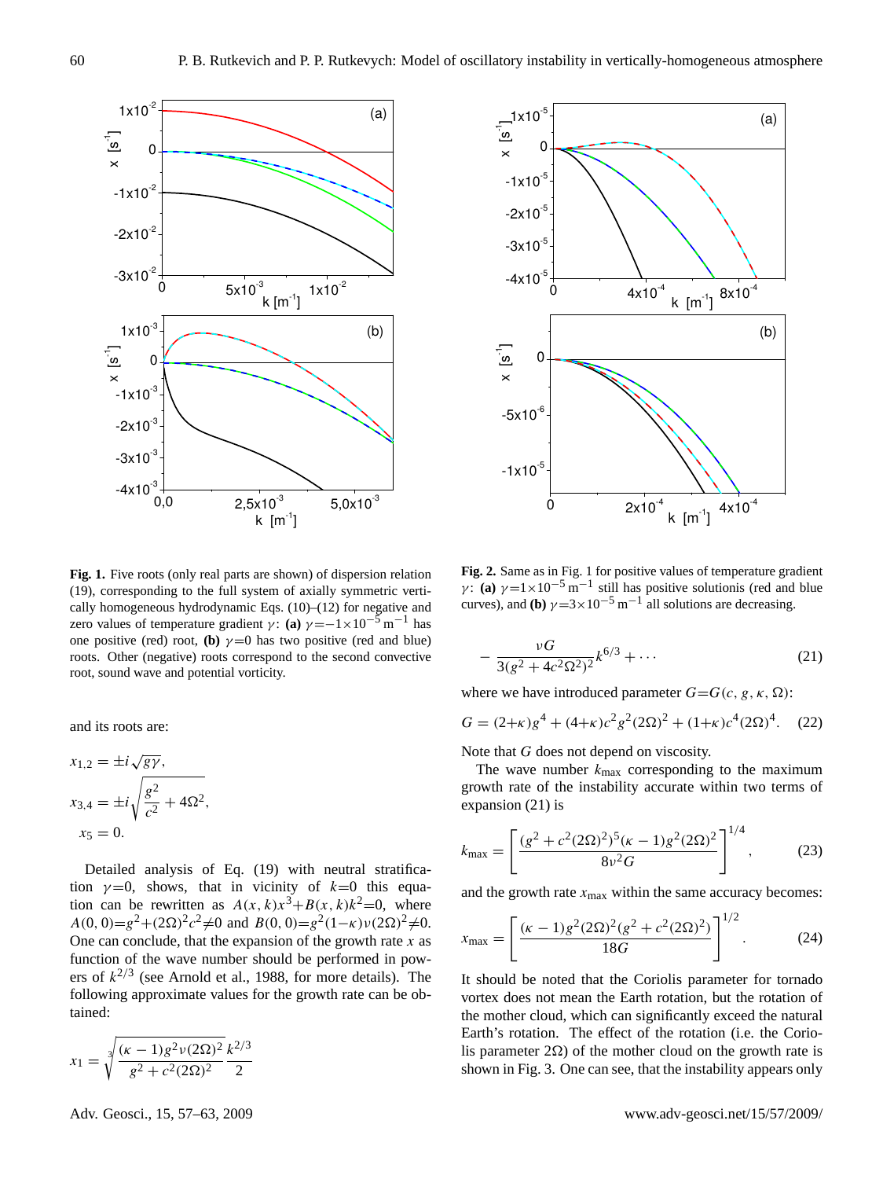**Fig. 1.** Five roots (only real parts are shown) of dispersion relation (19), corresponding to the full system of axially symmetric vertically homogeneous hydrodynamic Eqs. (10)–(12) for negative and zero values of temperature gradient $\gamma$: **(a)** $\gamma=-1\times10^{-5}\,\mathrm{m}^{-1}$ has one positive (red) root, **(b)** $\gamma=0$ has two positive (red and blue) roots. Other (negative) roots correspond to the second convective root, sound wave and potential vorticity.

**Fig. 2.** Same as in Fig. 1 for positive values of temperature gradient $\gamma$: **(a)** $\gamma=1\times10^{-5}\,\mathrm{m}^{-1}$ still has positive solutionis (red and blue curves), and **(b)** $\gamma=3\times10^{-5}\,\mathrm{m}^{-1}$ all solutions are decreasing.

and its roots are:

$$x_{1,2}=\pm i\sqrt{g\gamma},$$

$$x_{3,4}=\pm i\sqrt{\frac{g^2}{c^2}+4\Omega^2},$$

$$x_5=0.$$

Detailed analysis of Eq. (19) with neutral stratification $\gamma=0$, shows, that in vicinity of $k=0$ this equation can be rewritten as $A(x,k)x^3+B(x,k)k^2=0$, where $A(0,0)=g^2+(2\Omega)^2c^2\neq0$ and $B(0,0)=g^2(1-\kappa)\nu(2\Omega)^2\neq0$. One can conclude, that the expansion of the growth rate $x$ as function of the wave number should be performed in powers of $k^{2/3}$ (see Arnold et al., 1988, for more details). The following approximate values for the growth rate can be obtained:

$$x_1=\sqrt[3]{\frac{(\kappa-1)g^2\nu(2\Omega)^2}{g^2+c^2(2\Omega)^2}}\,\frac{k^{2/3}}{2}$$

$$-\frac{\nu G}{3(g^2+4c^2\Omega^2)^2}k^{6/3}+\cdots \tag{21}$$

where we have introduced parameter $G=G(c,g,\kappa,\Omega)$:

$$G=(2+\kappa)g^4+(4+\kappa)c^2g^2(2\Omega)^2+(1+\kappa)c^4(2\Omega)^4. \tag{22}$$

Note that $G$ does not depend on viscosity.

The wave number $k_{\max}$ corresponding to the maximum growth rate of the instability accurate within two terms of expansion (21) is

$$k_{\max}=\left[\frac{(g^2+c^2(2\Omega)^2)^5(\kappa-1)g^2(2\Omega)^2}{8\nu^2G}\right]^{1/4}, \tag{23}$$

and the growth rate $x_{\max}$ within the same accuracy becomes:

$$x_{\max}=\left[\frac{(\kappa-1)g^2(2\Omega)^2(g^2+c^2(2\Omega)^2)}{18G}\right]^{1/2}. \tag{24}$$

It should be noted that the Coriolis parameter for tornado vortex does not mean the Earth rotation, but the rotation of the mother cloud, which can significantly exceed the natural Earth's rotation. The effect of the rotation (i.e. the Coriolis parameter $2\Omega$) of the mother cloud on the growth rate is shown in Fig. 3. One can see, that the instability appears only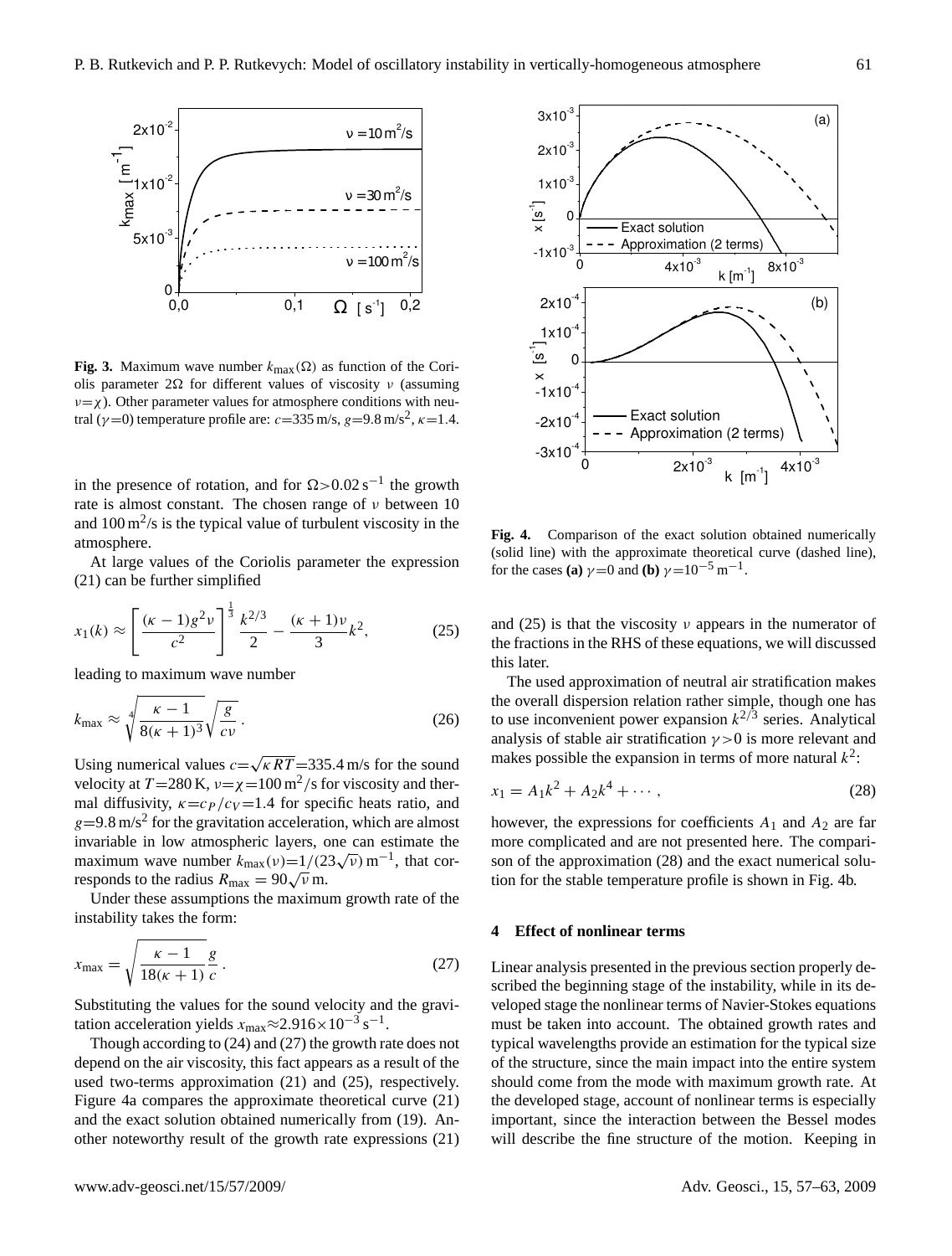**Fig. 3.** Maximum wave number $k_{\max}(\Omega)$ as function of the Coriolis parameter $2\Omega$ for different values of viscosity $\nu$ (assuming $\nu=\chi$). Other parameter values for atmosphere conditions with neutral ($\gamma=0$) temperature profile are: $c=335$ m/s, $g=9.8$ m/s$^2$, $\kappa=1.4$.

in the presence of rotation, and for $\Omega>0.02\,\mathrm{s}^{-1}$ the growth rate is almost constant. The chosen range of $\nu$ between 10 and $100\,\mathrm{m}^2$/s is the typical value of turbulent viscosity in the atmosphere.

At large values of the Coriolis parameter the expression (21) can be further simplified

$$x_1(k) \approx \left[\frac{(\kappa-1)g^2\nu}{c^2}\right]^{\frac{1}{3}} \frac{k^{2/3}}{2} - \frac{(\kappa+1)\nu}{3}k^2, \tag{25}$$

leading to maximum wave number

$$k_{\max} \approx \sqrt[4]{\frac{\kappa-1}{8(\kappa+1)^3}}\sqrt{\frac{g}{c\nu}}\,. \tag{26}$$

Using numerical values $c=\sqrt{\kappa RT}=335.4$ m/s for the sound velocity at $T=280$ K, $\nu=\chi=100\,\mathrm{m}^2$/s for viscosity and thermal diffusivity, $\kappa=c_P/c_V=1.4$ for specific heats ratio, and $g=9.8$ m/s$^2$ for the gravitation acceleration, which are almost invariable in low atmospheric layers, one can estimate the maximum wave number $k_{\max}(\nu)=1/(23\sqrt{\nu})\,\mathrm{m}^{-1}$, that corresponds to the radius $R_{\max}=90\sqrt{\nu}$ m.

Under these assumptions the maximum growth rate of the instability takes the form:

$$x_{\max} = \sqrt{\frac{\kappa-1}{18(\kappa+1)}}\frac{g}{c}\,. \tag{27}$$

Substituting the values for the sound velocity and the gravitation acceleration yields $x_{\max}\approx 2.916\times10^{-3}\,\mathrm{s}^{-1}$.

Though according to (24) and (27) the growth rate does not depend on the air viscosity, this fact appears as a result of the used two-terms approximation (21) and (25), respectively. Figure 4a compares the approximate theoretical curve (21) and the exact solution obtained numerically from (19). Another noteworthy result of the growth rate expressions (21) and (25) is that the viscosity $\nu$ appears in the numerator of the fractions in the RHS of these equations, we will discussed this later.

**Fig. 4.** Comparison of the exact solution obtained numerically (solid line) with the approximate theoretical curve (dashed line), for the cases **(a)** $\gamma=0$ and **(b)** $\gamma=10^{-5}\,\mathrm{m}^{-1}$.

The used approximation of neutral air stratification makes the overall dispersion relation rather simple, though one has to use inconvenient power expansion $k^{2/3}$ series. Analytical analysis of stable air stratification $\gamma>0$ is more relevant and makes possible the expansion in terms of more natural $k^2$:

$$x_1 = A_1k^2 + A_2k^4 + \cdots, \tag{28}$$

however, the expressions for coefficients $A_1$ and $A_2$ are far more complicated and are not presented here. The comparison of the approximation (28) and the exact numerical solution for the stable temperature profile is shown in Fig. 4b.

## 4 Effect of nonlinear terms

Linear analysis presented in the previous section properly described the beginning stage of the instability, while in its developed stage the nonlinear terms of Navier-Stokes equations must be taken into account. The obtained growth rates and typical wavelengths provide an estimation for the typical size of the structure, since the main impact into the entire system should come from the mode with maximum growth rate. At the developed stage, account of nonlinear terms is especially important, since the interaction between the Bessel modes will describe the fine structure of the motion. Keeping in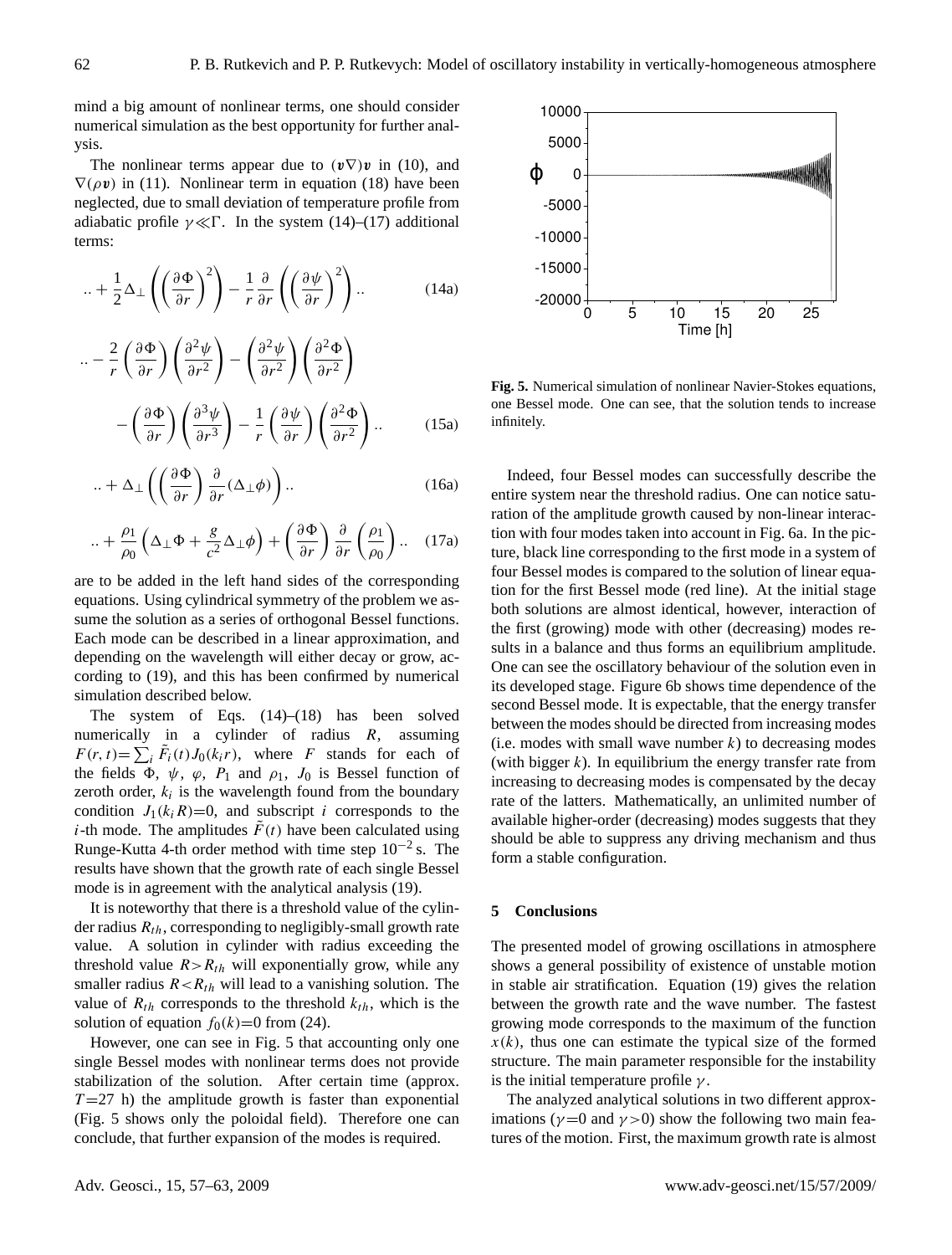mind a big amount of nonlinear terms, one should consider numerical simulation as the best opportunity for further analysis.

The nonlinear terms appear due to $(\boldsymbol{v}\nabla)\boldsymbol{v}$ in (10), and $\nabla(\rho\boldsymbol{v})$ in (11). Nonlinear term in equation (18) have been neglected, due to small deviation of temperature profile from adiabatic profile $\gamma \ll \Gamma$. In the system (14)–(17) additional terms:

$$..+\frac{1}{2}\Delta_\perp\left(\left(\frac{\partial\Phi}{\partial r}\right)^2\right)-\frac{1}{r}\frac{\partial}{\partial r}\left(\left(\frac{\partial\psi}{\partial r}\right)^2\right).. \tag{14a}$$

$$..-\frac{2}{r}\left(\frac{\partial\Phi}{\partial r}\right)\left(\frac{\partial^2\psi}{\partial r^2}\right)-\left(\frac{\partial^2\psi}{\partial r^2}\right)\left(\frac{\partial^2\Phi}{\partial r^2}\right)$$

$$-\left(\frac{\partial\Phi}{\partial r}\right)\left(\frac{\partial^3\psi}{\partial r^3}\right)-\frac{1}{r}\left(\frac{\partial\psi}{\partial r}\right)\left(\frac{\partial^2\Phi}{\partial r^2}\right).. \tag{15a}$$

$$..+\Delta_\perp\left(\left(\frac{\partial\Phi}{\partial r}\right)\frac{\partial}{\partial r}(\Delta_\perp\phi)\right).. \tag{16a}$$

$$..+\frac{\rho_1}{\rho_0}\left(\Delta_\perp\Phi+\frac{g}{c^2}\Delta_\perp\phi\right)+\left(\frac{\partial\Phi}{\partial r}\right)\frac{\partial}{\partial r}\left(\frac{\rho_1}{\rho_0}\right).. \tag{17a}$$

are to be added in the left hand sides of the corresponding equations. Using cylindrical symmetry of the problem we assume the solution as a series of orthogonal Bessel functions. Each mode can be described in a linear approximation, and depending on the wavelength will either decay or grow, according to (19), and this has been confirmed by numerical simulation described below.

The system of Eqs. (14)–(18) has been solved numerically in a cylinder of radius $R$, assuming $F(r,t)=\sum_i \tilde{F}_i(t)J_0(k_i r)$, where $F$ stands for each of the fields $\Phi$, $\psi$, $\varphi$, $P_1$ and $\rho_1$, $J_0$ is Bessel function of zeroth order, $k_i$ is the wavelength found from the boundary condition $J_1(k_i R)=0$, and subscript $i$ corresponds to the $i$-th mode. The amplitudes $\tilde{F}(t)$ have been calculated using Runge-Kutta 4-th order method with time step $10^{-2}$ s. The results have shown that the growth rate of each single Bessel mode is in agreement with the analytical analysis (19).

It is noteworthy that there is a threshold value of the cylinder radius $R_{th}$, corresponding to negligibly-small growth rate value. A solution in cylinder with radius exceeding the threshold value $R>R_{th}$ will exponentially grow, while any smaller radius $R<R_{th}$ will lead to a vanishing solution. The value of $R_{th}$ corresponds to the threshold $k_{th}$, which is the solution of equation $f_0(k)=0$ from (24).

However, one can see in Fig. 5 that accounting only one single Bessel modes with nonlinear terms does not provide stabilization of the solution. After certain time (approx. $T=27$ h) the amplitude growth is faster than exponential (Fig. 5 shows only the poloidal field). Therefore one can conclude, that further expansion of the modes is required.

**Fig. 5.** Numerical simulation of nonlinear Navier-Stokes equations, one Bessel mode. One can see, that the solution tends to increase infinitely.

Indeed, four Bessel modes can successfully describe the entire system near the threshold radius. One can notice saturation of the amplitude growth caused by non-linear interaction with four modes taken into account in Fig. 6a. In the picture, black line corresponding to the first mode in a system of four Bessel modes is compared to the solution of linear equation for the first Bessel mode (red line). At the initial stage both solutions are almost identical, however, interaction of the first (growing) mode with other (decreasing) modes results in a balance and thus forms an equilibrium amplitude. One can see the oscillatory behaviour of the solution even in its developed stage. Figure 6b shows time dependence of the second Bessel mode. It is expectable, that the energy transfer between the modes should be directed from increasing modes (i.e. modes with small wave number $k$) to decreasing modes (with bigger $k$). In equilibrium the energy transfer rate from increasing to decreasing modes is compensated by the decay rate of the latters. Mathematically, an unlimited number of available higher-order (decreasing) modes suggests that they should be able to suppress any driving mechanism and thus form a stable configuration.

## 5 Conclusions

The presented model of growing oscillations in atmosphere shows a general possibility of existence of unstable motion in stable air stratification. Equation (19) gives the relation between the growth rate and the wave number. The fastest growing mode corresponds to the maximum of the function $x(k)$, thus one can estimate the typical size of the formed structure. The main parameter responsible for the instability is the initial temperature profile $\gamma$.

The analyzed analytical solutions in two different approximations ($\gamma=0$ and $\gamma>0$) show the following two main features of the motion. First, the maximum growth rate is almost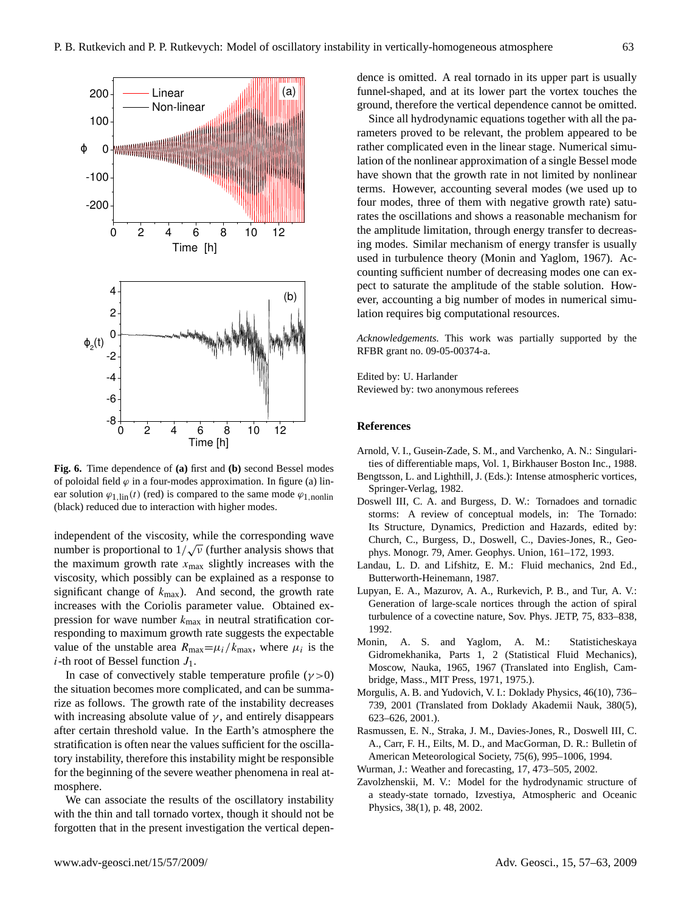(a)

Linear

Non-linear

200

100

0

-100

-200

ϕ

0 2 4 6 8 10 12

Time [h]

(b)

4

2

0

-2

-4

-6

-8

$\phi_2(t)$

0 2 4 6 8 10 12

Time [h]

**Fig. 6.** Time dependence of **(a)** first and **(b)** second Bessel modes of poloidal field $\varphi$ in a four-modes approximation. In figure (a) linear solution $\varphi_{1,\mathrm{lin}}(t)$ (red) is compared to the same mode $\varphi_{1,\mathrm{nonlin}}$ (black) reduced due to interaction with higher modes.

independent of the viscosity, while the corresponding wave number is proportional to $1/\sqrt{\nu}$ (further analysis shows that the maximum growth rate $x_{\max}$ slightly increases with the viscosity, which possibly can be explained as a response to significant change of $k_{\max}$). And second, the growth rate increases with the Coriolis parameter value. Obtained expression for wave number $k_{\max}$ in neutral stratification corresponding to maximum growth rate suggests the expectable value of the unstable area $R_{\max}=\mu_i/k_{\max}$, where $\mu_i$ is the $i$-th root of Bessel function $J_1$.

In case of convectively stable temperature profile ($\gamma>0$) the situation becomes more complicated, and can be summarize as follows. The growth rate of the instability decreases with increasing absolute value of $\gamma$, and entirely disappears after certain threshold value. In the Earth's atmosphere the stratification is often near the values sufficient for the oscillatory instability, therefore this instability might be responsible for the beginning of the severe weather phenomena in real atmosphere.

We can associate the results of the oscillatory instability with the thin and tall tornado vortex, though it should not be forgotten that in the present investigation the vertical dependence is omitted. A real tornado in its upper part is usually funnel-shaped, and at its lower part the vortex touches the ground, therefore the vertical dependence cannot be omitted.

Since all hydrodynamic equations together with all the parameters proved to be relevant, the problem appeared to be rather complicated even in the linear stage. Numerical simulation of the nonlinear approximation of a single Bessel mode have shown that the growth rate in not limited by nonlinear terms. However, accounting several modes (we used up to four modes, three of them with negative growth rate) saturates the oscillations and shows a reasonable mechanism for the amplitude limitation, through energy transfer to decreasing modes. Similar mechanism of energy transfer is usually used in turbulence theory (Monin and Yaglom, 1967). Accounting sufficient number of decreasing modes one can expect to saturate the amplitude of the stable solution. However, accounting a big number of modes in numerical simulation requires big computational resources.

*Acknowledgements.* This work was partially supported by the RFBR grant no. 09-05-00374-a.

Edited by: U. Harlander
Reviewed by: two anonymous referees

## References

Arnold, V. I., Gusein-Zade, S. M., and Varchenko, A. N.: Singularities of differentiable maps, Vol. 1, Birkhauser Boston Inc., 1988.

Bengtsson, L. and Lighthill, J. (Eds.): Intense atmospheric vortices, Springer-Verlag, 1982.

Doswell III, C. A. and Burgess, D. W.: Tornadoes and tornadic storms: A review of conceptual models, in: The Tornado: Its Structure, Dynamics, Prediction and Hazards, edited by: Church, C., Burgess, D., Doswell, C., Davies-Jones, R., Geophys. Monogr. 79, Amer. Geophys. Union, 161–172, 1993.

Landau, L. D. and Lifshitz, E. M.: Fluid mechanics, 2nd Ed., Butterworth-Heinemann, 1987.

Lupyan, E. A., Mazurov, A. A., Rurkevich, P. B., and Tur, A. V.: Generation of large-scale nortices through the action of spiral turbulence of a covectine nature, Sov. Phys. JETP, 75, 833–838, 1992.

Monin, A. S. and Yaglom, A. M.: Statisticheskaya Gidromekhanika, Parts 1, 2 (Statistical Fluid Mechanics), Moscow, Nauka, 1965, 1967 (Translated into English, Cambridge, Mass., MIT Press, 1971, 1975.).

Morgulis, A. B. and Yudovich, V. I.: Doklady Physics, 46(10), 736–739, 2001 (Translated from Doklady Akademii Nauk, 380(5), 623–626, 2001.).

Rasmussen, E. N., Straka, J. M., Davies-Jones, R., Doswell III, C. A., Carr, F. H., Eilts, M. D., and MacGorman, D. R.: Bulletin of American Meteorological Society, 75(6), 995–1006, 1994.

Wurman, J.: Weather and forecasting, 17, 473–505, 2002.

Zavolzhenskii, M. V.: Model for the hydrodynamic structure of a steady-state tornado, Izvestiya, Atmospheric and Oceanic Physics, 38(1), p. 48, 2002.